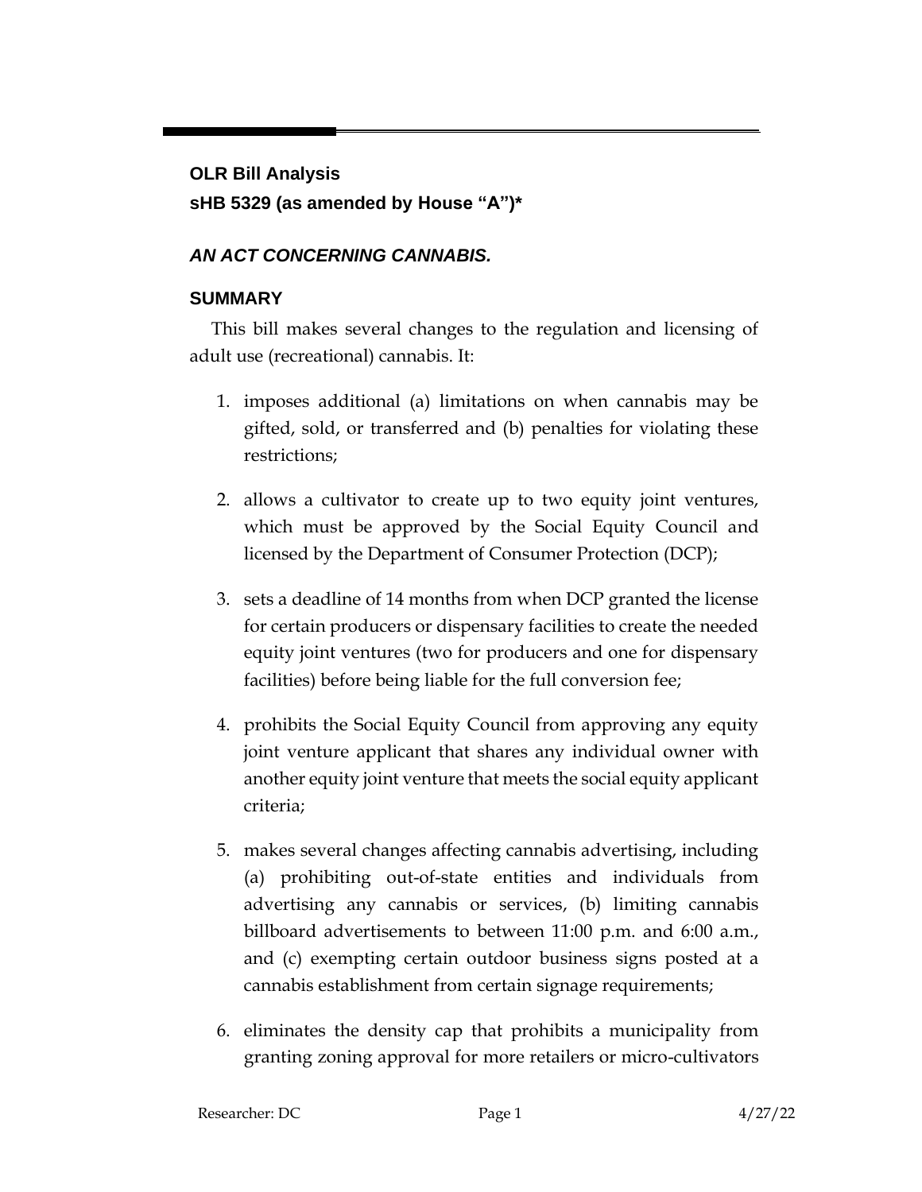**OLR Bill Analysis**

**sHB 5329 (as amended by House "A")***

***AN ACT CONCERNING CANNABIS.***

## SUMMARY

This bill makes several changes to the regulation and licensing of adult use (recreational) cannabis. It:

1. imposes additional (a) limitations on when cannabis may be gifted, sold, or transferred and (b) penalties for violating these restrictions;
2. allows a cultivator to create up to two equity joint ventures, which must be approved by the Social Equity Council and licensed by the Department of Consumer Protection (DCP);
3. sets a deadline of 14 months from when DCP granted the license for certain producers or dispensary facilities to create the needed equity joint ventures (two for producers and one for dispensary facilities) before being liable for the full conversion fee;
4. prohibits the Social Equity Council from approving any equity joint venture applicant that shares any individual owner with another equity joint venture that meets the social equity applicant criteria;
5. makes several changes affecting cannabis advertising, including (a) prohibiting out-of-state entities and individuals from advertising any cannabis or services, (b) limiting cannabis billboard advertisements to between 11:00 p.m. and 6:00 a.m., and (c) exempting certain outdoor business signs posted at a cannabis establishment from certain signage requirements;
6. eliminates the density cap that prohibits a municipality from granting zoning approval for more retailers or micro-cultivators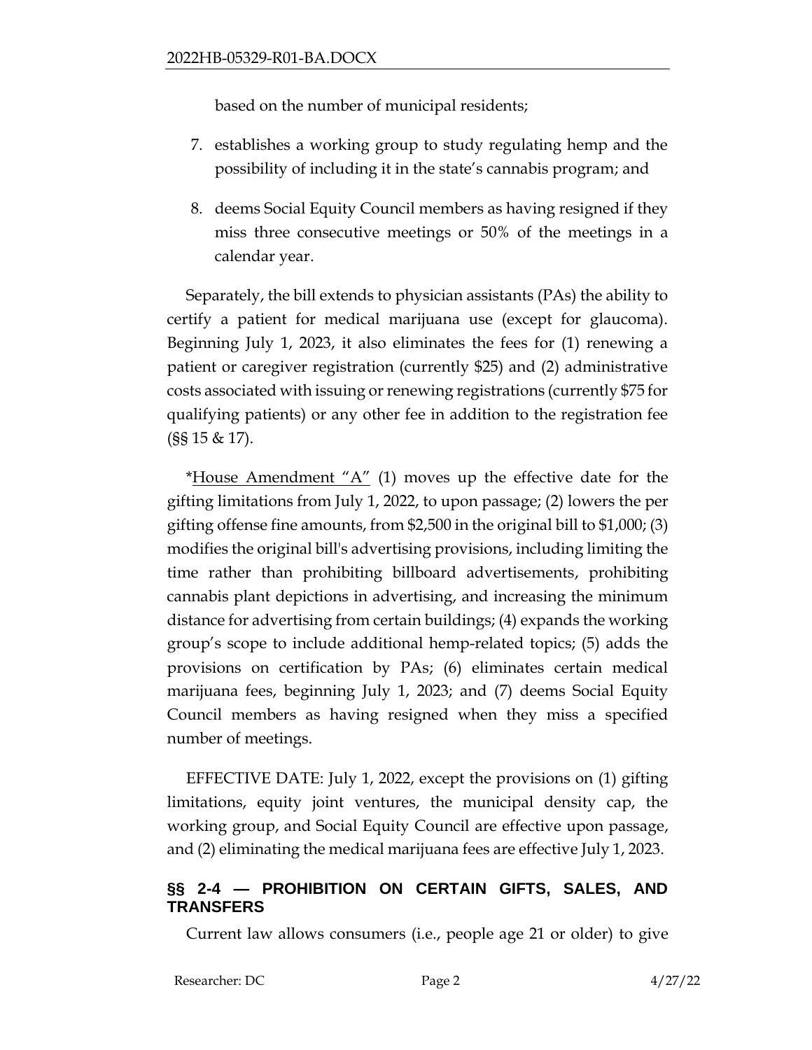based on the number of municipal residents;

7. establishes a working group to study regulating hemp and the possibility of including it in the state's cannabis program; and
8. deems Social Equity Council members as having resigned if they miss three consecutive meetings or 50% of the meetings in a calendar year.

Separately, the bill extends to physician assistants (PAs) the ability to certify a patient for medical marijuana use (except for glaucoma). Beginning July 1, 2023, it also eliminates the fees for (1) renewing a patient or caregiver registration (currently $25) and (2) administrative costs associated with issuing or renewing registrations (currently $75 for qualifying patients) or any other fee in addition to the registration fee (§§ 15 & 17).

*<u>House Amendment "A"</u> (1) moves up the effective date for the gifting limitations from July 1, 2022, to upon passage; (2) lowers the per gifting offense fine amounts, from $2,500 in the original bill to $1,000; (3) modifies the original bill's advertising provisions, including limiting the time rather than prohibiting billboard advertisements, prohibiting cannabis plant depictions in advertising, and increasing the minimum distance for advertising from certain buildings; (4) expands the working group's scope to include additional hemp-related topics; (5) adds the provisions on certification by PAs; (6) eliminates certain medical marijuana fees, beginning July 1, 2023; and (7) deems Social Equity Council members as having resigned when they miss a specified number of meetings.

EFFECTIVE DATE: July 1, 2022, except the provisions on (1) gifting limitations, equity joint ventures, the municipal density cap, the working group, and Social Equity Council are effective upon passage, and (2) eliminating the medical marijuana fees are effective July 1, 2023.

## §§ 2-4 — PROHIBITION ON CERTAIN GIFTS, SALES, AND TRANSFERS

Current law allows consumers (i.e., people age 21 or older) to give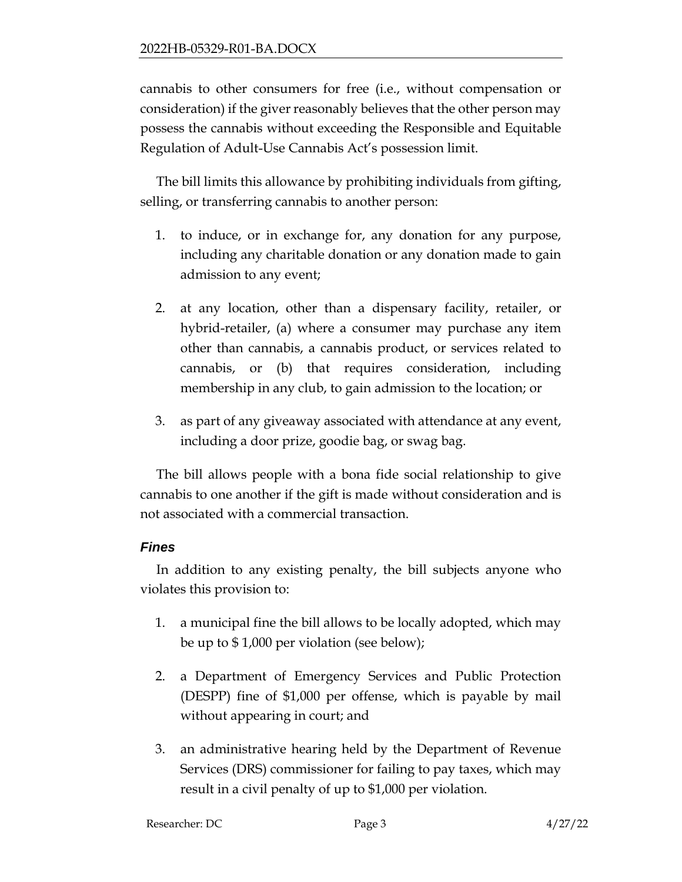cannabis to other consumers for free (i.e., without compensation or consideration) if the giver reasonably believes that the other person may possess the cannabis without exceeding the Responsible and Equitable Regulation of Adult-Use Cannabis Act's possession limit.

The bill limits this allowance by prohibiting individuals from gifting, selling, or transferring cannabis to another person:

1. to induce, or in exchange for, any donation for any purpose, including any charitable donation or any donation made to gain admission to any event;

2. at any location, other than a dispensary facility, retailer, or hybrid-retailer, (a) where a consumer may purchase any item other than cannabis, a cannabis product, or services related to cannabis, or (b) that requires consideration, including membership in any club, to gain admission to the location; or

3. as part of any giveaway associated with attendance at any event, including a door prize, goodie bag, or swag bag.

The bill allows people with a bona fide social relationship to give cannabis to one another if the gift is made without consideration and is not associated with a commercial transaction.

### *Fines*

In addition to any existing penalty, the bill subjects anyone who violates this provision to:

1. a municipal fine the bill allows to be locally adopted, which may be up to $ 1,000 per violation (see below);

2. a Department of Emergency Services and Public Protection (DESPP) fine of $1,000 per offense, which is payable by mail without appearing in court; and

3. an administrative hearing held by the Department of Revenue Services (DRS) commissioner for failing to pay taxes, which may result in a civil penalty of up to $1,000 per violation.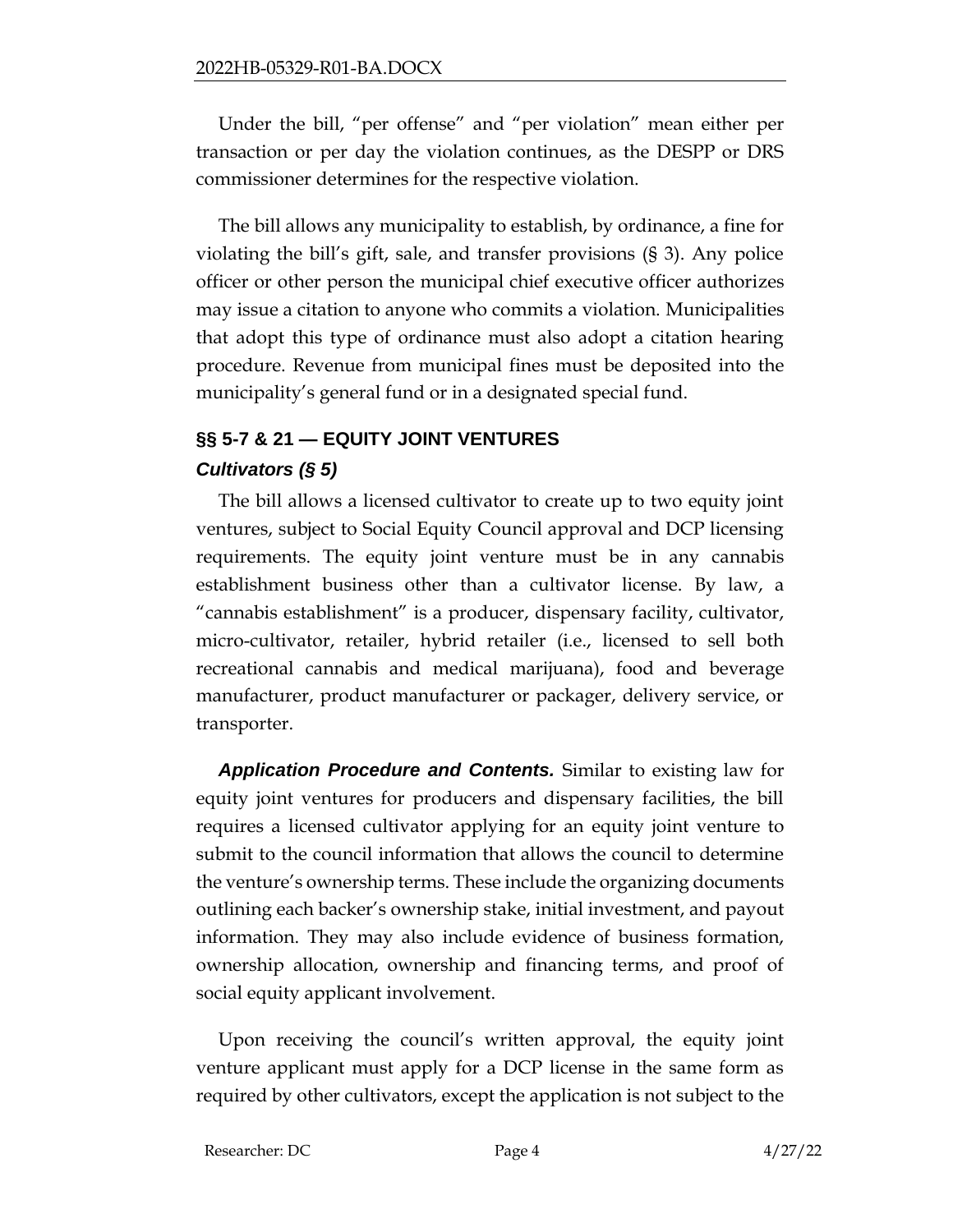Under the bill, "per offense" and "per violation" mean either per transaction or per day the violation continues, as the DESPP or DRS commissioner determines for the respective violation.

The bill allows any municipality to establish, by ordinance, a fine for violating the bill's gift, sale, and transfer provisions (§ 3). Any police officer or other person the municipal chief executive officer authorizes may issue a citation to anyone who commits a violation. Municipalities that adopt this type of ordinance must also adopt a citation hearing procedure. Revenue from municipal fines must be deposited into the municipality's general fund or in a designated special fund.

## §§ 5-7 & 21 — EQUITY JOINT VENTURES

### *Cultivators (§ 5)*

The bill allows a licensed cultivator to create up to two equity joint ventures, subject to Social Equity Council approval and DCP licensing requirements. The equity joint venture must be in any cannabis establishment business other than a cultivator license. By law, a "cannabis establishment" is a producer, dispensary facility, cultivator, micro-cultivator, retailer, hybrid retailer (i.e., licensed to sell both recreational cannabis and medical marijuana), food and beverage manufacturer, product manufacturer or packager, delivery service, or transporter.

***Application Procedure and Contents.*** Similar to existing law for equity joint ventures for producers and dispensary facilities, the bill requires a licensed cultivator applying for an equity joint venture to submit to the council information that allows the council to determine the venture's ownership terms. These include the organizing documents outlining each backer's ownership stake, initial investment, and payout information. They may also include evidence of business formation, ownership allocation, ownership and financing terms, and proof of social equity applicant involvement.

Upon receiving the council's written approval, the equity joint venture applicant must apply for a DCP license in the same form as required by other cultivators, except the application is not subject to the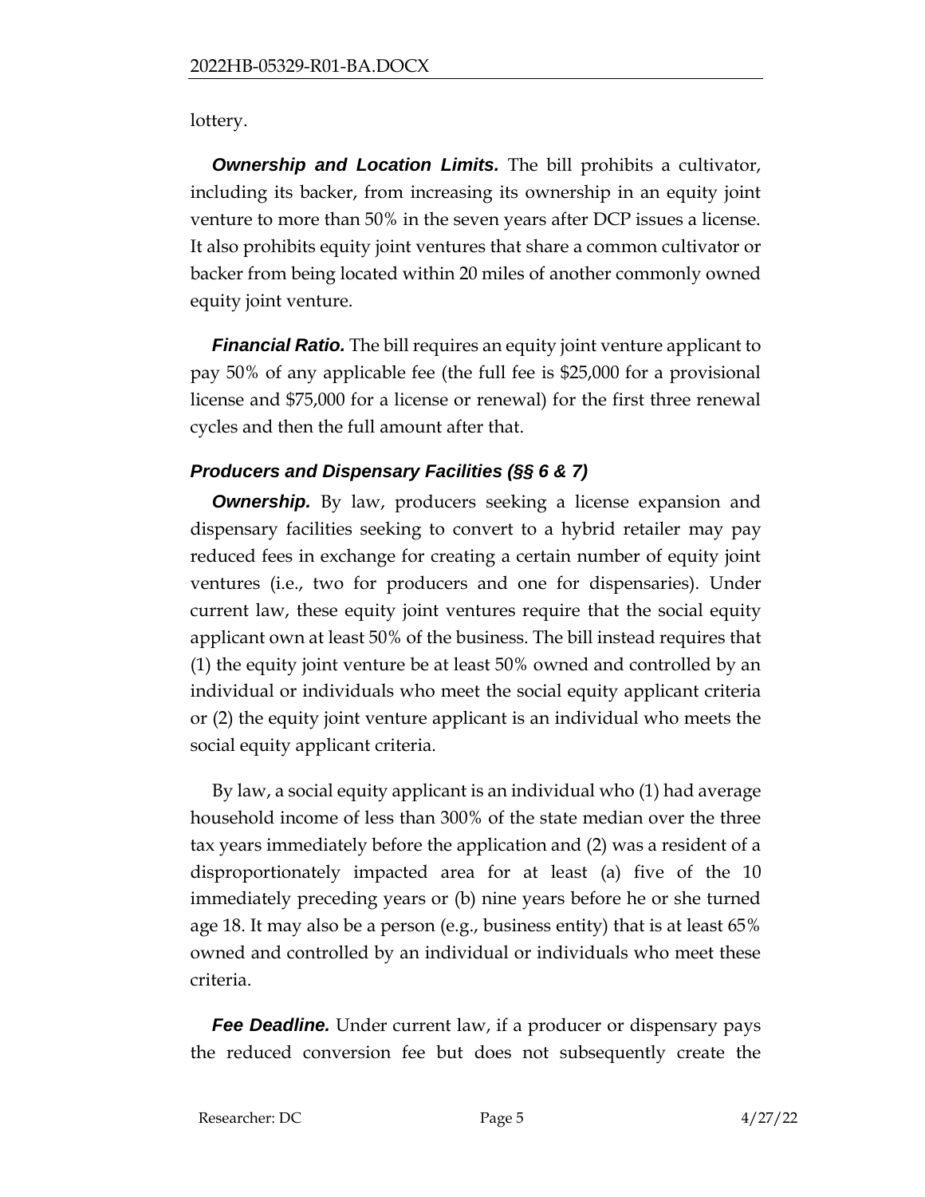lottery.

***Ownership and Location Limits.*** The bill prohibits a cultivator, including its backer, from increasing its ownership in an equity joint venture to more than 50% in the seven years after DCP issues a license. It also prohibits equity joint ventures that share a common cultivator or backer from being located within 20 miles of another commonly owned equity joint venture.

***Financial Ratio.*** The bill requires an equity joint venture applicant to pay 50% of any applicable fee (the full fee is $25,000 for a provisional license and $75,000 for a license or renewal) for the first three renewal cycles and then the full amount after that.

### *Producers and Dispensary Facilities (§§ 6 & 7)*

***Ownership.*** By law, producers seeking a license expansion and dispensary facilities seeking to convert to a hybrid retailer may pay reduced fees in exchange for creating a certain number of equity joint ventures (i.e., two for producers and one for dispensaries). Under current law, these equity joint ventures require that the social equity applicant own at least 50% of the business. The bill instead requires that (1) the equity joint venture be at least 50% owned and controlled by an individual or individuals who meet the social equity applicant criteria or (2) the equity joint venture applicant is an individual who meets the social equity applicant criteria.

By law, a social equity applicant is an individual who (1) had average household income of less than 300% of the state median over the three tax years immediately before the application and (2) was a resident of a disproportionately impacted area for at least (a) five of the 10 immediately preceding years or (b) nine years before he or she turned age 18. It may also be a person (e.g., business entity) that is at least 65% owned and controlled by an individual or individuals who meet these criteria.

***Fee Deadline.*** Under current law, if a producer or dispensary pays the reduced conversion fee but does not subsequently create the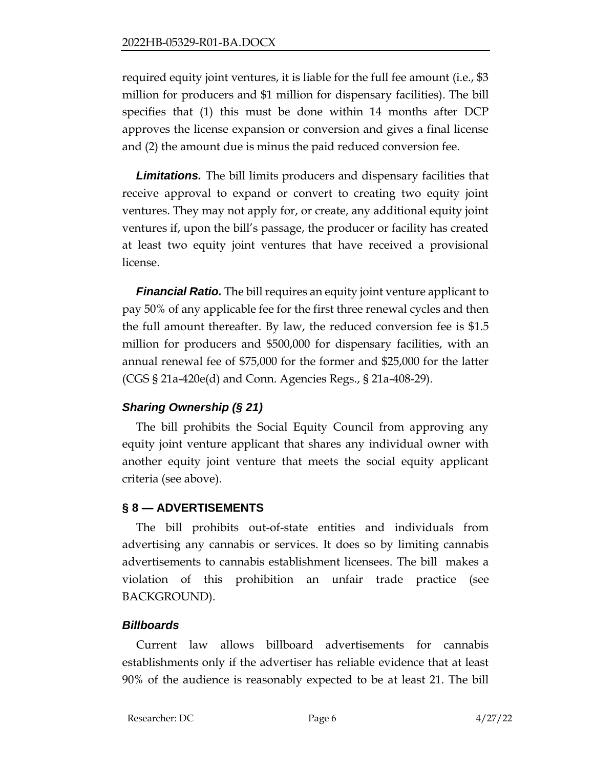required equity joint ventures, it is liable for the full fee amount (i.e., $3 million for producers and $1 million for dispensary facilities). The bill specifies that (1) this must be done within 14 months after DCP approves the license expansion or conversion and gives a final license and (2) the amount due is minus the paid reduced conversion fee.

***Limitations.*** The bill limits producers and dispensary facilities that receive approval to expand or convert to creating two equity joint ventures. They may not apply for, or create, any additional equity joint ventures if, upon the bill's passage, the producer or facility has created at least two equity joint ventures that have received a provisional license.

***Financial Ratio.*** The bill requires an equity joint venture applicant to pay 50% of any applicable fee for the first three renewal cycles and then the full amount thereafter. By law, the reduced conversion fee is $1.5 million for producers and $500,000 for dispensary facilities, with an annual renewal fee of $75,000 for the former and $25,000 for the latter (CGS § 21a-420e(d) and Conn. Agencies Regs., § 21a-408-29).

### *Sharing Ownership (§ 21)*

The bill prohibits the Social Equity Council from approving any equity joint venture applicant that shares any individual owner with another equity joint venture that meets the social equity applicant criteria (see above).

## § 8 — ADVERTISEMENTS

The bill prohibits out-of-state entities and individuals from advertising any cannabis or services. It does so by limiting cannabis advertisements to cannabis establishment licensees. The bill makes a violation of this prohibition an unfair trade practice (see BACKGROUND).

### *Billboards*

Current law allows billboard advertisements for cannabis establishments only if the advertiser has reliable evidence that at least 90% of the audience is reasonably expected to be at least 21. The bill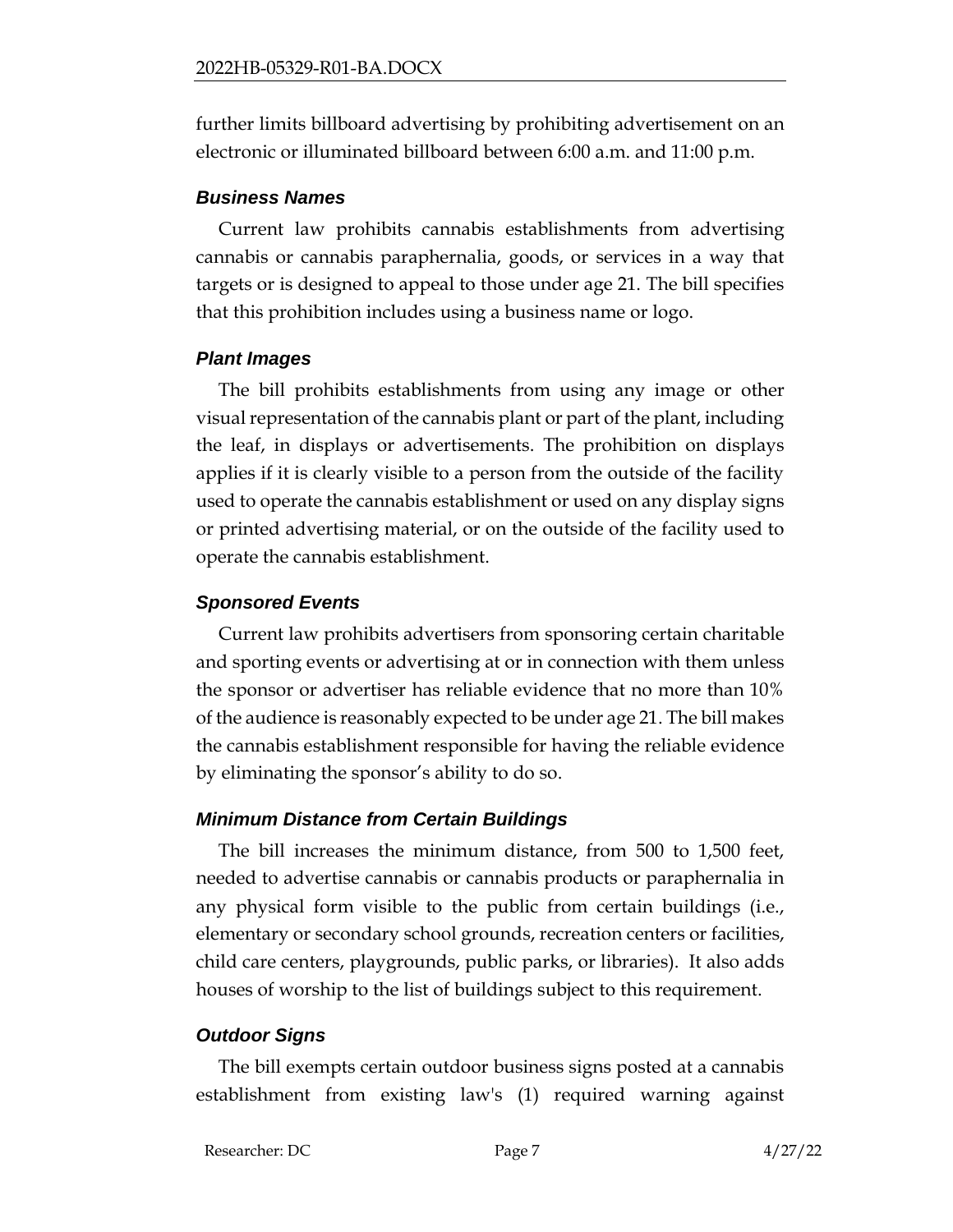further limits billboard advertising by prohibiting advertisement on an electronic or illuminated billboard between 6:00 a.m. and 11:00 p.m.

### *Business Names*

Current law prohibits cannabis establishments from advertising cannabis or cannabis paraphernalia, goods, or services in a way that targets or is designed to appeal to those under age 21. The bill specifies that this prohibition includes using a business name or logo.

### *Plant Images*

The bill prohibits establishments from using any image or other visual representation of the cannabis plant or part of the plant, including the leaf, in displays or advertisements. The prohibition on displays applies if it is clearly visible to a person from the outside of the facility used to operate the cannabis establishment or used on any display signs or printed advertising material, or on the outside of the facility used to operate the cannabis establishment.

### *Sponsored Events*

Current law prohibits advertisers from sponsoring certain charitable and sporting events or advertising at or in connection with them unless the sponsor or advertiser has reliable evidence that no more than 10% of the audience is reasonably expected to be under age 21. The bill makes the cannabis establishment responsible for having the reliable evidence by eliminating the sponsor's ability to do so.

### *Minimum Distance from Certain Buildings*

The bill increases the minimum distance, from 500 to 1,500 feet, needed to advertise cannabis or cannabis products or paraphernalia in any physical form visible to the public from certain buildings (i.e., elementary or secondary school grounds, recreation centers or facilities, child care centers, playgrounds, public parks, or libraries). It also adds houses of worship to the list of buildings subject to this requirement.

### *Outdoor Signs*

The bill exempts certain outdoor business signs posted at a cannabis establishment from existing law's (1) required warning against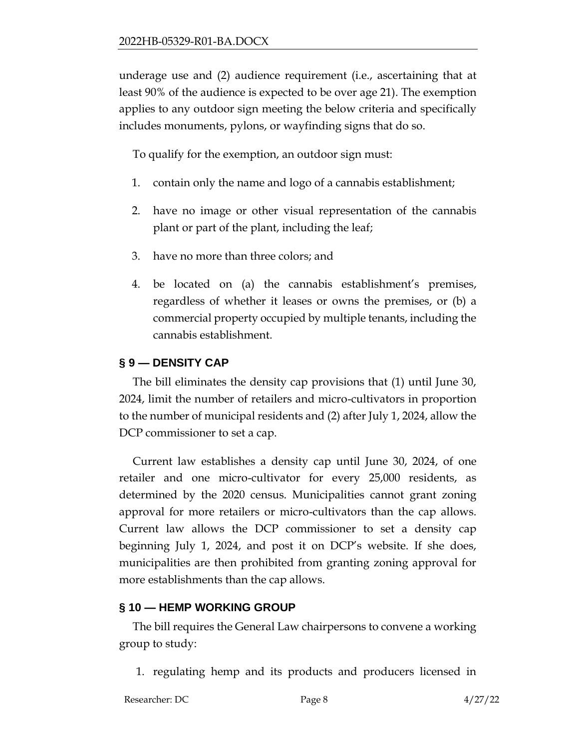underage use and (2) audience requirement (i.e., ascertaining that at least 90% of the audience is expected to be over age 21). The exemption applies to any outdoor sign meeting the below criteria and specifically includes monuments, pylons, or wayfinding signs that do so.

To qualify for the exemption, an outdoor sign must:

1. contain only the name and logo of a cannabis establishment;
2. have no image or other visual representation of the cannabis plant or part of the plant, including the leaf;
3. have no more than three colors; and
4. be located on (a) the cannabis establishment's premises, regardless of whether it leases or owns the premises, or (b) a commercial property occupied by multiple tenants, including the cannabis establishment.

## § 9 — DENSITY CAP

The bill eliminates the density cap provisions that (1) until June 30, 2024, limit the number of retailers and micro-cultivators in proportion to the number of municipal residents and (2) after July 1, 2024, allow the DCP commissioner to set a cap.

Current law establishes a density cap until June 30, 2024, of one retailer and one micro-cultivator for every 25,000 residents, as determined by the 2020 census. Municipalities cannot grant zoning approval for more retailers or micro-cultivators than the cap allows. Current law allows the DCP commissioner to set a density cap beginning July 1, 2024, and post it on DCP's website. If she does, municipalities are then prohibited from granting zoning approval for more establishments than the cap allows.

## § 10 — HEMP WORKING GROUP

The bill requires the General Law chairpersons to convene a working group to study:

1. regulating hemp and its products and producers licensed in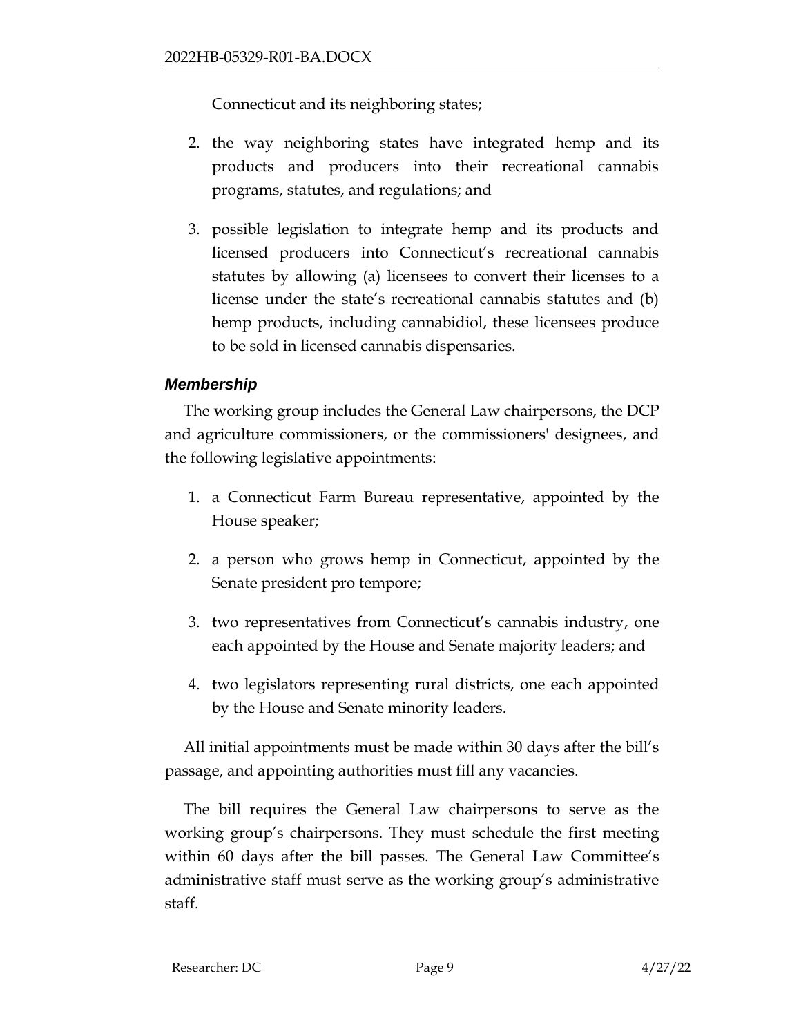Connecticut and its neighboring states;

2. the way neighboring states have integrated hemp and its products and producers into their recreational cannabis programs, statutes, and regulations; and

3. possible legislation to integrate hemp and its products and licensed producers into Connecticut's recreational cannabis statutes by allowing (a) licensees to convert their licenses to a license under the state's recreational cannabis statutes and (b) hemp products, including cannabidiol, these licensees produce to be sold in licensed cannabis dispensaries.

### *Membership*

The working group includes the General Law chairpersons, the DCP and agriculture commissioners, or the commissioners' designees, and the following legislative appointments:

1. a Connecticut Farm Bureau representative, appointed by the House speaker;

2. a person who grows hemp in Connecticut, appointed by the Senate president pro tempore;

3. two representatives from Connecticut's cannabis industry, one each appointed by the House and Senate majority leaders; and

4. two legislators representing rural districts, one each appointed by the House and Senate minority leaders.

All initial appointments must be made within 30 days after the bill's passage, and appointing authorities must fill any vacancies.

The bill requires the General Law chairpersons to serve as the working group's chairpersons. They must schedule the first meeting within 60 days after the bill passes. The General Law Committee's administrative staff must serve as the working group's administrative staff.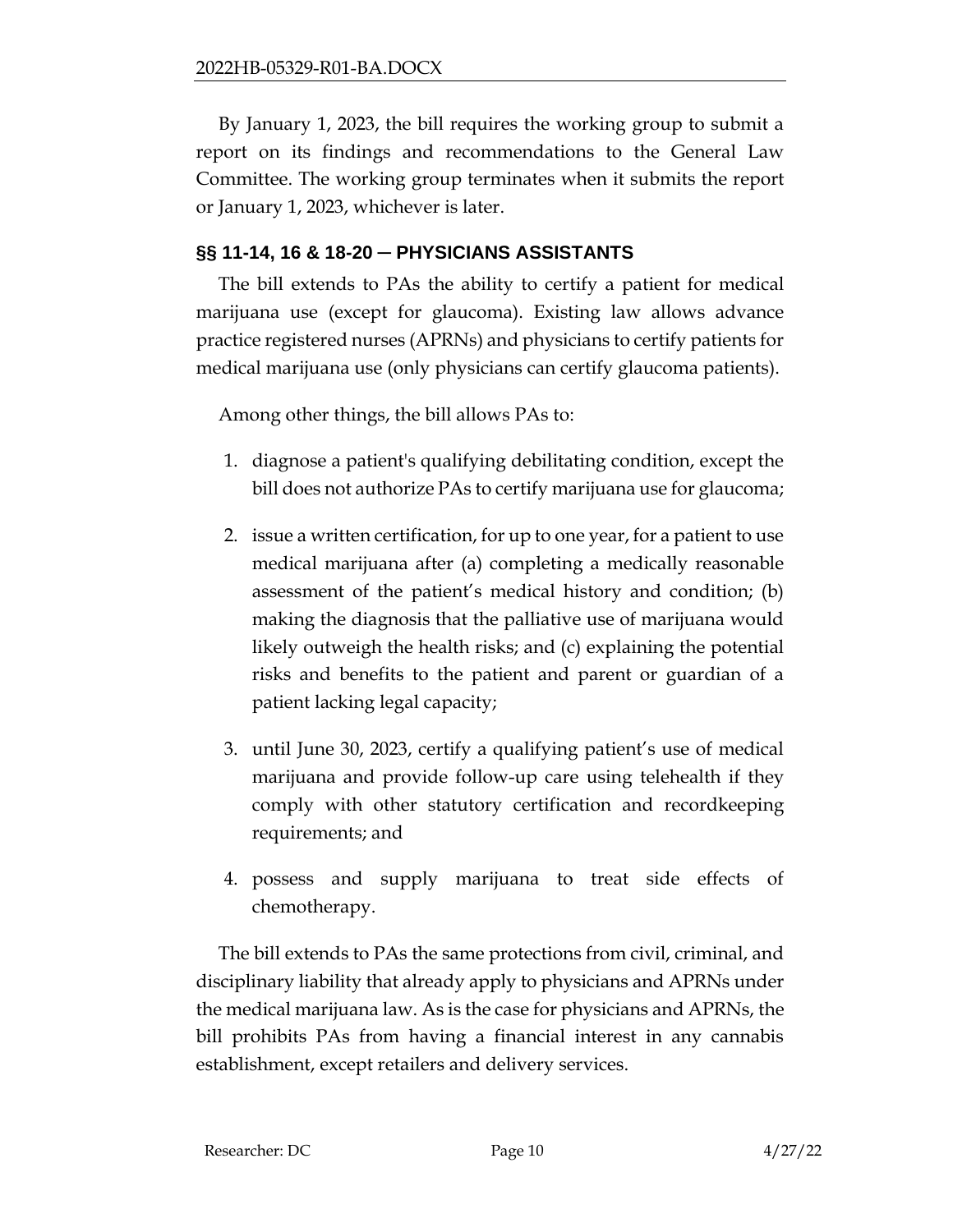By January 1, 2023, the bill requires the working group to submit a report on its findings and recommendations to the General Law Committee. The working group terminates when it submits the report or January 1, 2023, whichever is later.

## §§ 11-14, 16 & 18-20 ─ PHYSICIANS ASSISTANTS

The bill extends to PAs the ability to certify a patient for medical marijuana use (except for glaucoma). Existing law allows advance practice registered nurses (APRNs) and physicians to certify patients for medical marijuana use (only physicians can certify glaucoma patients).

Among other things, the bill allows PAs to:

1. diagnose a patient's qualifying debilitating condition, except the bill does not authorize PAs to certify marijuana use for glaucoma;
2. issue a written certification, for up to one year, for a patient to use medical marijuana after (a) completing a medically reasonable assessment of the patient's medical history and condition; (b) making the diagnosis that the palliative use of marijuana would likely outweigh the health risks; and (c) explaining the potential risks and benefits to the patient and parent or guardian of a patient lacking legal capacity;
3. until June 30, 2023, certify a qualifying patient's use of medical marijuana and provide follow-up care using telehealth if they comply with other statutory certification and recordkeeping requirements; and
4. possess and supply marijuana to treat side effects of chemotherapy.

The bill extends to PAs the same protections from civil, criminal, and disciplinary liability that already apply to physicians and APRNs under the medical marijuana law. As is the case for physicians and APRNs, the bill prohibits PAs from having a financial interest in any cannabis establishment, except retailers and delivery services.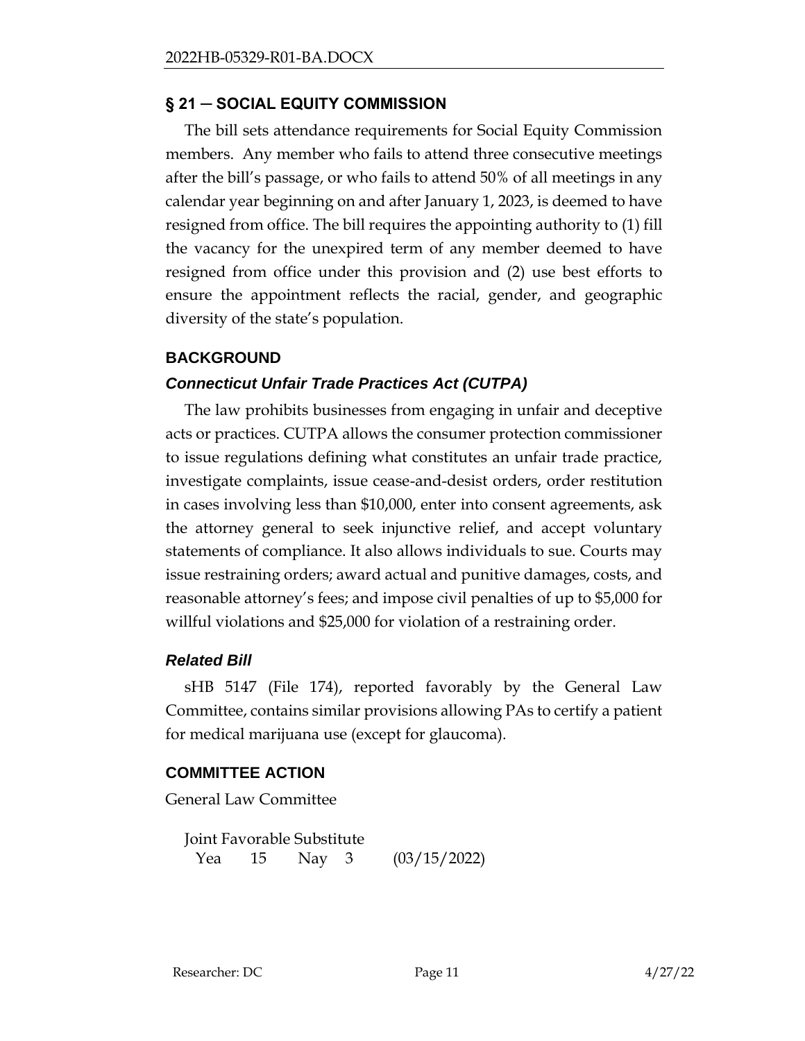## § 21 — SOCIAL EQUITY COMMISSION

The bill sets attendance requirements for Social Equity Commission members. Any member who fails to attend three consecutive meetings after the bill's passage, or who fails to attend 50% of all meetings in any calendar year beginning on and after January 1, 2023, is deemed to have resigned from office. The bill requires the appointing authority to (1) fill the vacancy for the unexpired term of any member deemed to have resigned from office under this provision and (2) use best efforts to ensure the appointment reflects the racial, gender, and geographic diversity of the state's population.

## BACKGROUND

### *Connecticut Unfair Trade Practices Act (CUTPA)*

The law prohibits businesses from engaging in unfair and deceptive acts or practices. CUTPA allows the consumer protection commissioner to issue regulations defining what constitutes an unfair trade practice, investigate complaints, issue cease-and-desist orders, order restitution in cases involving less than $10,000, enter into consent agreements, ask the attorney general to seek injunctive relief, and accept voluntary statements of compliance. It also allows individuals to sue. Courts may issue restraining orders; award actual and punitive damages, costs, and reasonable attorney's fees; and impose civil penalties of up to $5,000 for willful violations and $25,000 for violation of a restraining order.

### *Related Bill*

sHB 5147 (File 174), reported favorably by the General Law Committee, contains similar provisions allowing PAs to certify a patient for medical marijuana use (except for glaucoma).

## COMMITTEE ACTION

General Law Committee

Joint Favorable Substitute
Yea 15 Nay 3 (03/15/2022)